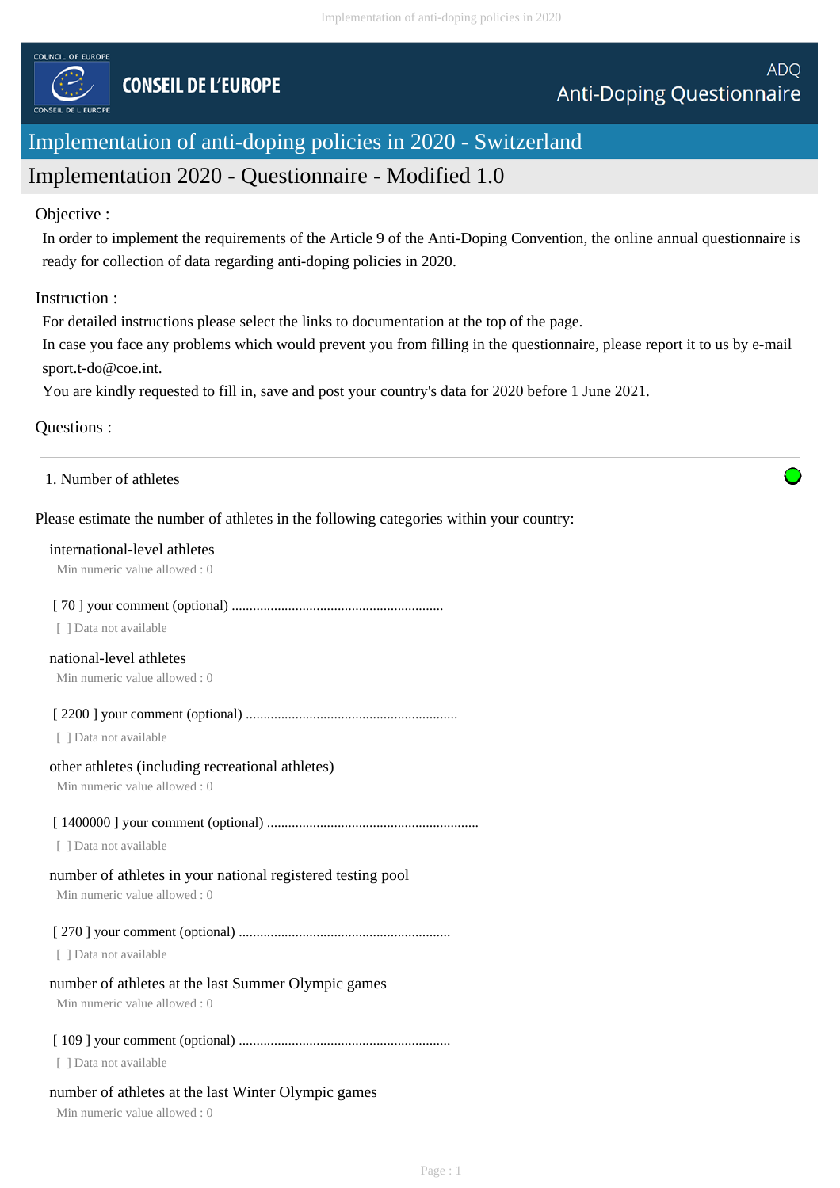COUNCIL OF EUROPE

CONSEIL DE L'EUROPE

ADQ
Anti-Doping Questionnaire

# Implementation of anti-doping policies in 2020 - Switzerland

## Implementation 2020 - Questionnaire - Modified 1.0

Objective :

In order to implement the requirements of the Article 9 of the Anti-Doping Convention, the online annual questionnaire is ready for collection of data regarding anti-doping policies in 2020.

Instruction :

For detailed instructions please select the links to documentation at the top of the page.
In case you face any problems which would prevent you from filling in the questionnaire, please report it to us by e-mail sport.t-do@coe.int.
You are kindly requested to fill in, save and post your country's data for 2020 before 1 June 2021.

Questions :

---

1. Number of athletes

Please estimate the number of athletes in the following categories within your country:

international-level athletes
Min numeric value allowed : 0

[ 70 ] your comment (optional) ............................................................
[ ] Data not available

national-level athletes
Min numeric value allowed : 0

[ 2200 ] your comment (optional) ............................................................
[ ] Data not available

other athletes (including recreational athletes)
Min numeric value allowed : 0

[ 1400000 ] your comment (optional) ............................................................
[ ] Data not available

number of athletes in your national registered testing pool
Min numeric value allowed : 0

[ 270 ] your comment (optional) ............................................................
[ ] Data not available

number of athletes at the last Summer Olympic games
Min numeric value allowed : 0

[ 109 ] your comment (optional) ............................................................
[ ] Data not available

number of athletes at the last Winter Olympic games
Min numeric value allowed : 0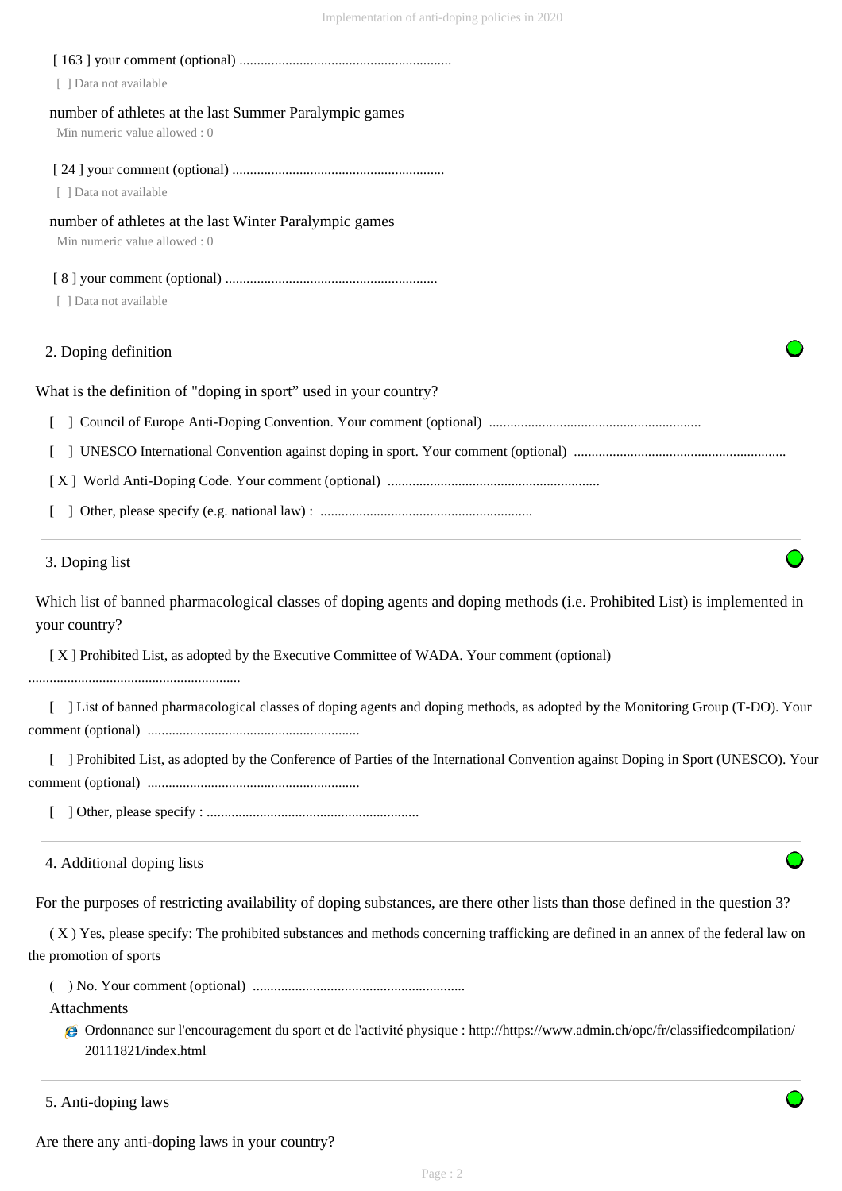[ 163 ] your comment (optional) ............................................................

[ ] Data not available

number of athletes at the last Summer Paralympic games

Min numeric value allowed : 0

[ 24 ] your comment (optional) ............................................................

[ ] Data not available

number of athletes at the last Winter Paralympic games

Min numeric value allowed : 0

[ 8 ] your comment (optional) ............................................................

[ ] Data not available

## 2. Doping definition

What is the definition of "doping in sport" used in your country?

[ ] Council of Europe Anti-Doping Convention. Your comment (optional) ............................................................

[ ] UNESCO International Convention against doping in sport. Your comment (optional) ............................................................

[ X ] World Anti-Doping Code. Your comment (optional) ............................................................

[ ] Other, please specify (e.g. national law) : ............................................................

## 3. Doping list

Which list of banned pharmacological classes of doping agents and doping methods (i.e. Prohibited List) is implemented in your country?

[ X ] Prohibited List, as adopted by the Executive Committee of WADA. Your comment (optional) ............................................................

[ ] List of banned pharmacological classes of doping agents and doping methods, as adopted by the Monitoring Group (T-DO). Your comment (optional) ............................................................

[ ] Prohibited List, as adopted by the Conference of Parties of the International Convention against Doping in Sport (UNESCO). Your comment (optional) ............................................................

[ ] Other, please specify : ............................................................

## 4. Additional doping lists

For the purposes of restricting availability of doping substances, are there other lists than those defined in the question 3?

( X ) Yes, please specify: The prohibited substances and methods concerning trafficking are defined in an annex of the federal law on the promotion of sports

( ) No. Your comment (optional) ............................................................

Attachments

- Ordonnance sur l'encouragement du sport et de l'activité physique : http://https://www.admin.ch/opc/fr/classifiedcompilation/20111821/index.html

## 5. Anti-doping laws

Are there any anti-doping laws in your country?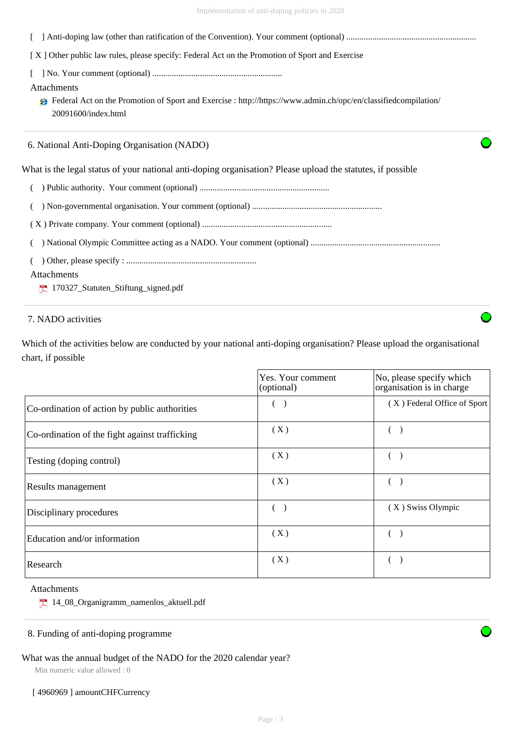[ ] Anti-doping law (other than ratification of the Convention). Your comment (optional) ............................................................

[ X ] Other public law rules, please specify: Federal Act on the Promotion of Sport and Exercise

[ ] No. Your comment (optional) ............................................................

Attachments

- Federal Act on the Promotion of Sport and Exercise : http://https://www.admin.ch/opc/en/classifiedcompilation/20091600/index.html

---

## 6. National Anti-Doping Organisation (NADO)

What is the legal status of your national anti-doping organisation? Please upload the statutes, if possible

( ) Public authority. Your comment (optional) ............................................................

( ) Non-governmental organisation. Your comment (optional) ............................................................

( X ) Private company. Your comment (optional) ............................................................

( ) National Olympic Committee acting as a NADO. Your comment (optional) ............................................................

( ) Other, please specify : ............................................................

Attachments

- 170327_Statuten_Stiftung_signed.pdf

---

## 7. NADO activities

Which of the activities below are conducted by your national anti-doping organisation? Please upload the organisational chart, if possible

| | Yes. Your comment (optional) | No, please specify which organisation is in charge |
|---|---|---|
| Co-ordination of action by public authorities | ( ) | ( X ) Federal Office of Sport |
| Co-ordination of the fight against trafficking | ( X ) | ( ) |
| Testing (doping control) | ( X ) | ( ) |
| Results management | ( X ) | ( ) |
| Disciplinary procedures | ( ) | ( X ) Swiss Olympic |
| Education and/or information | ( X ) | ( ) |
| Research | ( X ) | ( ) |

Attachments

- 14_08_Organigramm_namenlos_aktuell.pdf

---

## 8. Funding of anti-doping programme

What was the annual budget of the NADO for the 2020 calendar year?

Min numeric value allowed : 0

[ 4960969 ] amountCHFCurrency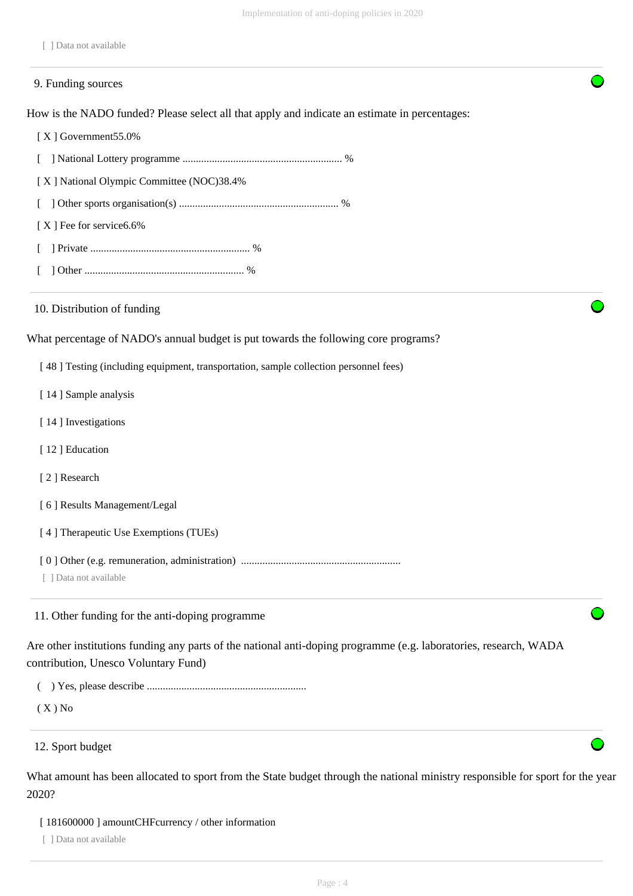[ ] Data not available

## 9. Funding sources

How is the NADO funded? Please select all that apply and indicate an estimate in percentages:

[ X ] Government55.0%

[ ] National Lottery programme ........................................................... %

[ X ] National Olympic Committee (NOC)38.4%

[ ] Other sports organisation(s) ........................................................... %

[ X ] Fee for service6.6%

[ ] Private ........................................................... %

[ ] Other ........................................................... %

## 10. Distribution of funding

What percentage of NADO's annual budget is put towards the following core programs?

[ 48 ] Testing (including equipment, transportation, sample collection personnel fees)

[ 14 ] Sample analysis

[ 14 ] Investigations

[ 12 ] Education

[ 2 ] Research

[ 6 ] Results Management/Legal

[ 4 ] Therapeutic Use Exemptions (TUEs)

[ 0 ] Other (e.g. remuneration, administration) ...........................................................

[ ] Data not available

## 11. Other funding for the anti-doping programme

Are other institutions funding any parts of the national anti-doping programme (e.g. laboratories, research, WADA contribution, Unesco Voluntary Fund)

( ) Yes, please describe ...........................................................

( X ) No

## 12. Sport budget

What amount has been allocated to sport from the State budget through the national ministry responsible for sport for the year 2020?

[ 181600000 ] amountCHFcurrency / other information

[ ] Data not available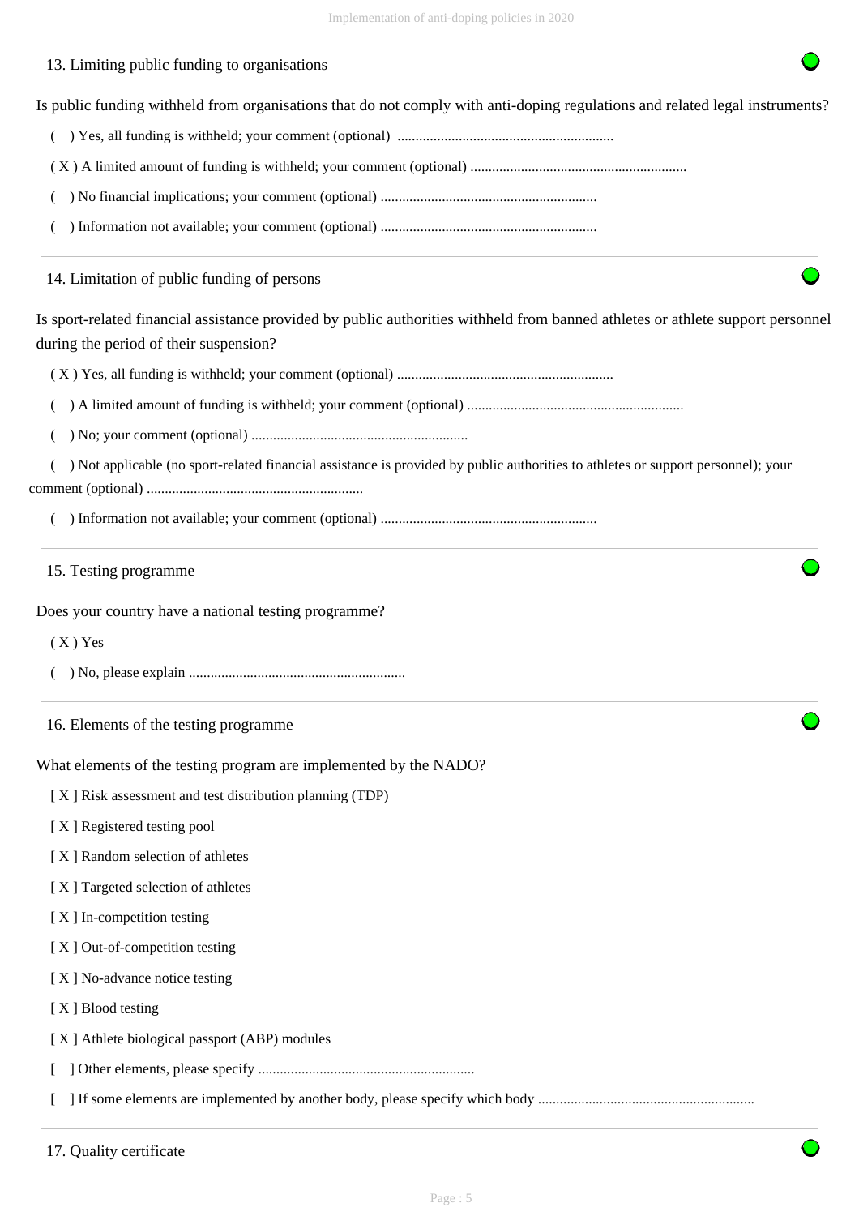## 13. Limiting public funding to organisations

Is public funding withheld from organisations that do not comply with anti-doping regulations and related legal instruments?

( ) Yes, all funding is withheld; your comment (optional) ...........................................................

( X ) A limited amount of funding is withheld; your comment (optional) ...........................................................

( ) No financial implications; your comment (optional) ...........................................................

( ) Information not available; your comment (optional) ...........................................................

## 14. Limitation of public funding of persons

Is sport-related financial assistance provided by public authorities withheld from banned athletes or athlete support personnel during the period of their suspension?

( X ) Yes, all funding is withheld; your comment (optional) ...........................................................

( ) A limited amount of funding is withheld; your comment (optional) ...........................................................

( ) No; your comment (optional) ...........................................................

( ) Not applicable (no sport-related financial assistance is provided by public authorities to athletes or support personnel); your comment (optional) ...........................................................

( ) Information not available; your comment (optional) ...........................................................

## 15. Testing programme

Does your country have a national testing programme?

( X ) Yes

( ) No, please explain ...........................................................

## 16. Elements of the testing programme

What elements of the testing program are implemented by the NADO?

[ X ] Risk assessment and test distribution planning (TDP)

[ X ] Registered testing pool

[ X ] Random selection of athletes

[ X ] Targeted selection of athletes

[ X ] In-competition testing

[ X ] Out-of-competition testing

[ X ] No-advance notice testing

[ X ] Blood testing

[ X ] Athlete biological passport (ABP) modules

[ ] Other elements, please specify ...........................................................

[ ] If some elements are implemented by another body, please specify which body ...........................................................

## 17. Quality certificate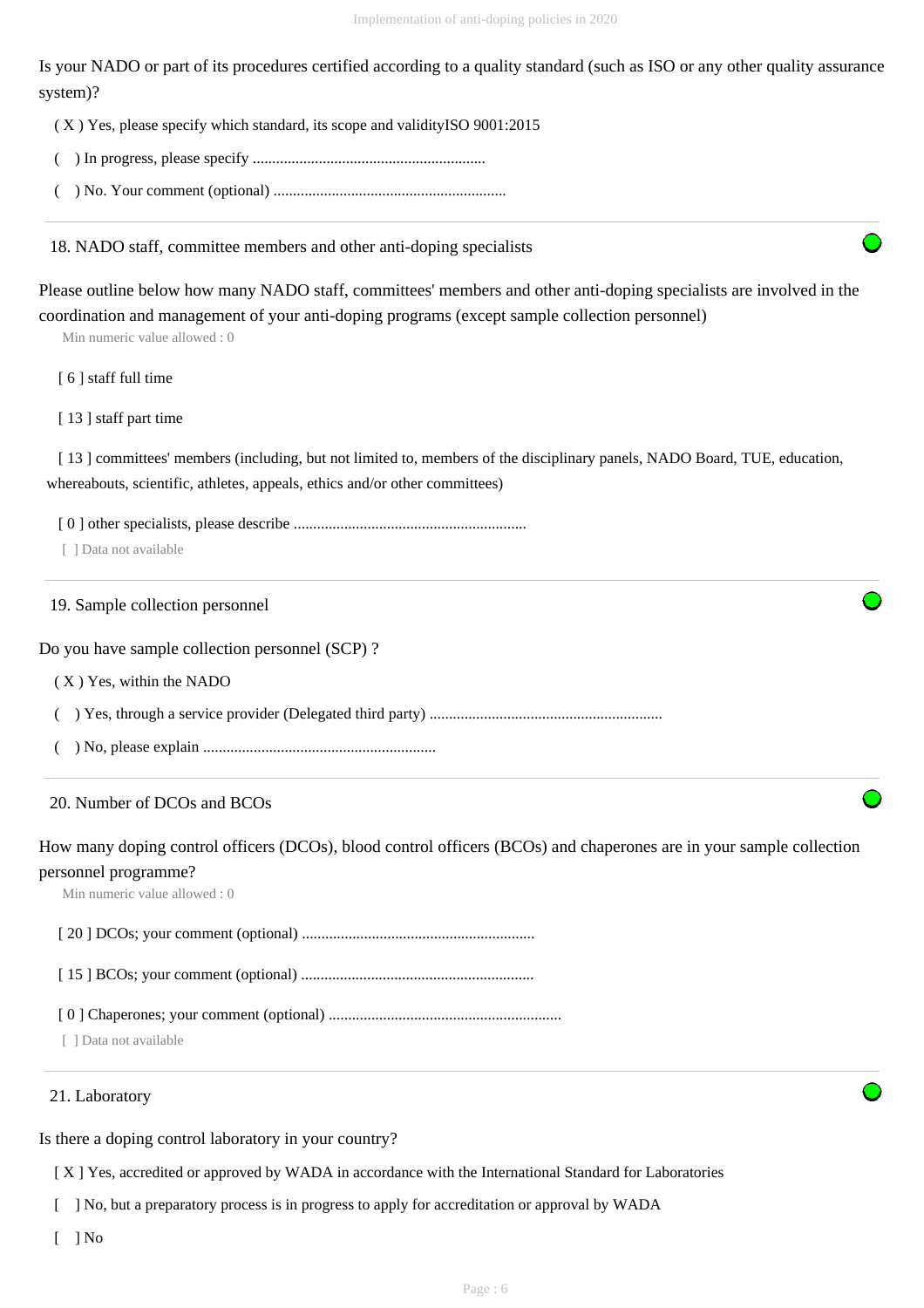Is your NADO or part of its procedures certified according to a quality standard (such as ISO or any other quality assurance system)?

( X ) Yes, please specify which standard, its scope and validityISO 9001:2015

(   ) In progress, please specify ............................................................

(   ) No. Your comment (optional) ............................................................

---

## 18. NADO staff, committee members and other anti-doping specialists

Please outline below how many NADO staff, committees' members and other anti-doping specialists are involved in the coordination and management of your anti-doping programs (except sample collection personnel)

Min numeric value allowed : 0

[ 6 ] staff full time

[ 13 ] staff part time

[ 13 ] committees' members (including, but not limited to, members of the disciplinary panels, NADO Board, TUE, education, whereabouts, scientific, athletes, appeals, ethics and/or other committees)

[ 0 ] other specialists, please describe ............................................................

[  ] Data not available

---

## 19. Sample collection personnel

Do you have sample collection personnel (SCP) ?

( X ) Yes, within the NADO

(   ) Yes, through a service provider (Delegated third party) ............................................................

(   ) No, please explain ............................................................

---

## 20. Number of DCOs and BCOs

How many doping control officers (DCOs), blood control officers (BCOs) and chaperones are in your sample collection personnel programme?

Min numeric value allowed : 0

[ 20 ] DCOs; your comment (optional) ............................................................

[ 15 ] BCOs; your comment (optional) ............................................................

[ 0 ] Chaperones; your comment (optional) ............................................................

[  ] Data not available

---

## 21. Laboratory

Is there a doping control laboratory in your country?

[ X ] Yes, accredited or approved by WADA in accordance with the International Standard for Laboratories

[   ] No, but a preparatory process is in progress to apply for accreditation or approval by WADA

[   ] No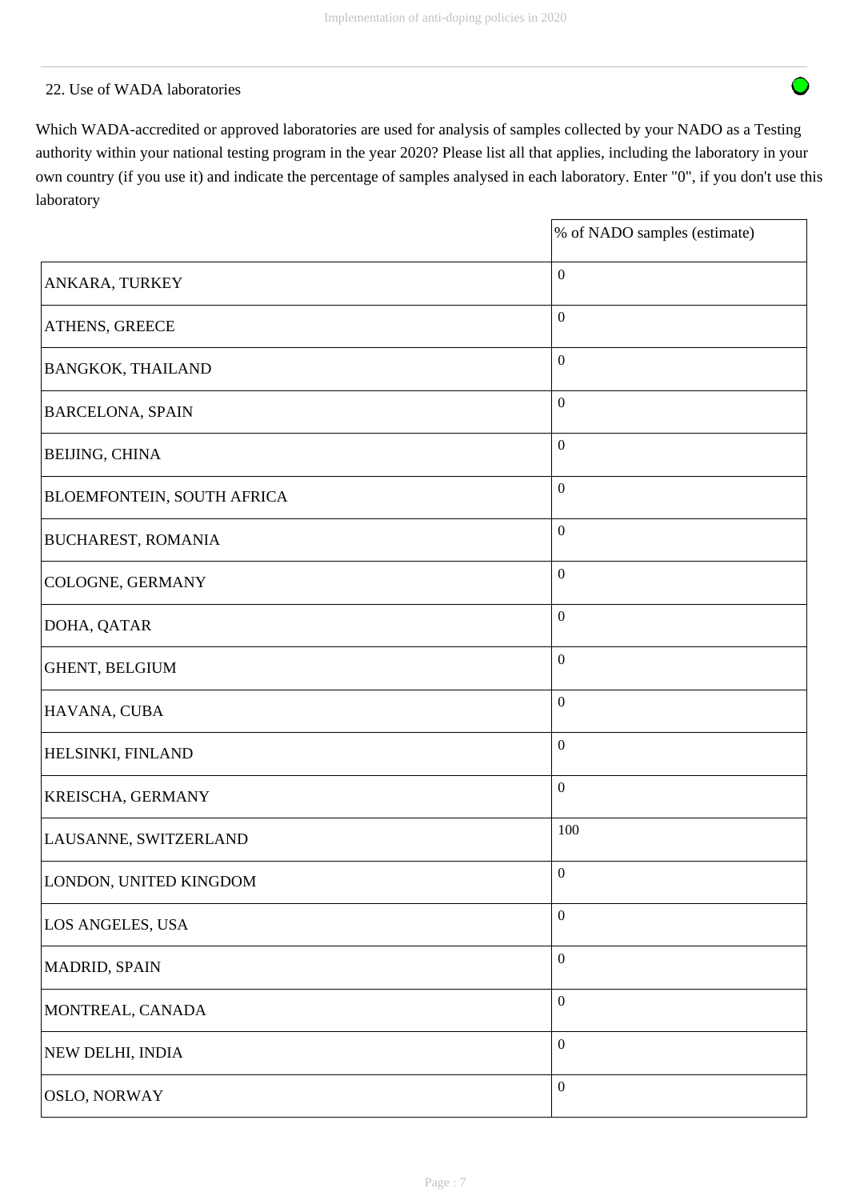22. Use of WADA laboratories

Which WADA-accredited or approved laboratories are used for analysis of samples collected by your NADO as a Testing authority within your national testing program in the year 2020? Please list all that applies, including the laboratory in your own country (if you use it) and indicate the percentage of samples analysed in each laboratory. Enter "0", if you don't use this laboratory

| | % of NADO samples (estimate) |
|---|---|
| ANKARA, TURKEY | 0 |
| ATHENS, GREECE | 0 |
| BANGKOK, THAILAND | 0 |
| BARCELONA, SPAIN | 0 |
| BEIJING, CHINA | 0 |
| BLOEMFONTEIN, SOUTH AFRICA | 0 |
| BUCHAREST, ROMANIA | 0 |
| COLOGNE, GERMANY | 0 |
| DOHA, QATAR | 0 |
| GHENT, BELGIUM | 0 |
| HAVANA, CUBA | 0 |
| HELSINKI, FINLAND | 0 |
| KREISCHA, GERMANY | 0 |
| LAUSANNE, SWITZERLAND | 100 |
| LONDON, UNITED KINGDOM | 0 |
| LOS ANGELES, USA | 0 |
| MADRID, SPAIN | 0 |
| MONTREAL, CANADA | 0 |
| NEW DELHI, INDIA | 0 |
| OSLO, NORWAY | 0 |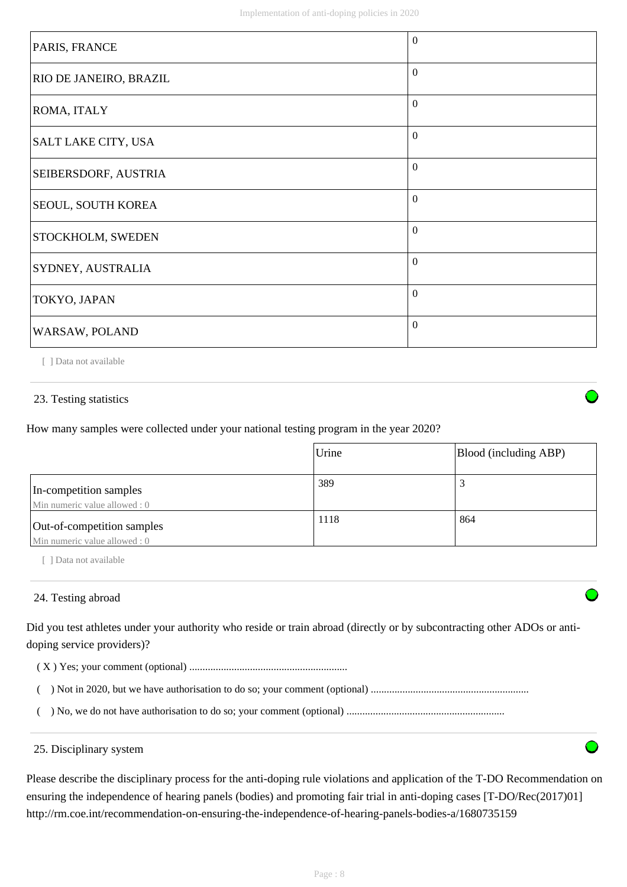| PARIS, FRANCE | 0 |
| --- | --- |
| RIO DE JANEIRO, BRAZIL | 0 |
| ROMA, ITALY | 0 |
| SALT LAKE CITY, USA | 0 |
| SEIBERSDORF, AUSTRIA | 0 |
| SEOUL, SOUTH KOREA | 0 |
| STOCKHOLM, SWEDEN | 0 |
| SYDNEY, AUSTRALIA | 0 |
| TOKYO, JAPAN | 0 |
| WARSAW, POLAND | 0 |

[ ] Data not available

## 23. Testing statistics

How many samples were collected under your national testing program in the year 2020?

| | Urine | Blood (including ABP) |
| --- | --- | --- |
| In-competition samples<br>Min numeric value allowed : 0 | 389 | 3 |
| Out-of-competition samples<br>Min numeric value allowed : 0 | 1118 | 864 |

[ ] Data not available

## 24. Testing abroad

Did you test athletes under your authority who reside or train abroad (directly or by subcontracting other ADOs or anti-doping service providers)?

( X ) Yes; your comment (optional) ..........................................................

(   ) Not in 2020, but we have authorisation to do so; your comment (optional) ..........................................................

(   ) No, we do not have authorisation to do so; your comment (optional) ..........................................................

## 25. Disciplinary system

Please describe the disciplinary process for the anti-doping rule violations and application of the T-DO Recommendation on ensuring the independence of hearing panels (bodies) and promoting fair trial in anti-doping cases [T-DO/Rec(2017)01] http://rm.coe.int/recommendation-on-ensuring-the-independence-of-hearing-panels-bodies-a/1680735159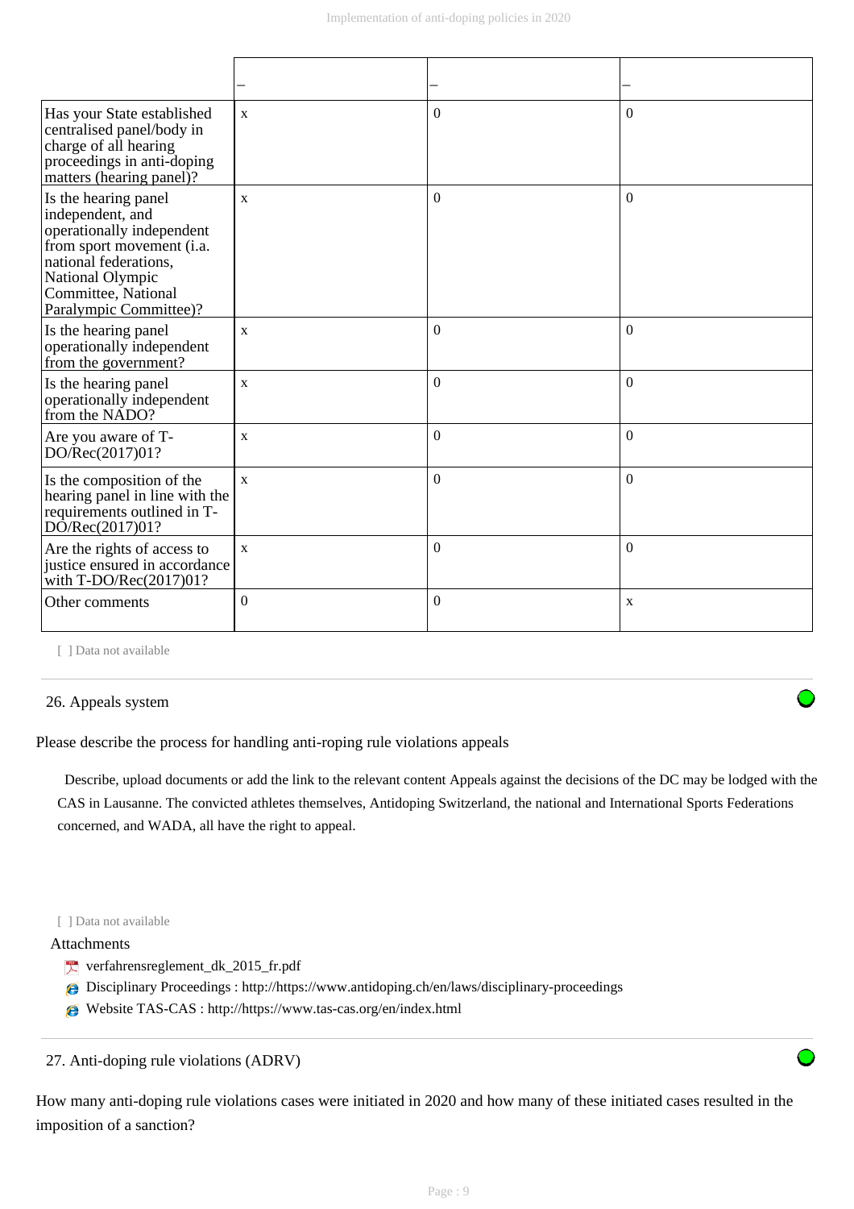| | – | – | – |
|---|---|---|---|
| Has your State established centralised panel/body in charge of all hearing proceedings in anti-doping matters (hearing panel)? | x | 0 | 0 |
| Is the hearing panel independent, and operationally independent from sport movement (i.a. national federations, National Olympic Committee, National Paralympic Committee)? | x | 0 | 0 |
| Is the hearing panel operationally independent from the government? | x | 0 | 0 |
| Is the hearing panel operationally independent from the NADO? | x | 0 | 0 |
| Are you aware of T-DO/Rec(2017)01? | x | 0 | 0 |
| Is the composition of the hearing panel in line with the requirements outlined in T-DO/Rec(2017)01? | x | 0 | 0 |
| Are the rights of access to justice ensured in accordance with T-DO/Rec(2017)01? | x | 0 | 0 |
| Other comments | 0 | 0 | x |

[ ] Data not available

## 26. Appeals system

Please describe the process for handling anti-roping rule violations appeals

Describe, upload documents or add the link to the relevant content Appeals against the decisions of the DC may be lodged with the CAS in Lausanne. The convicted athletes themselves, Antidoping Switzerland, the national and International Sports Federations concerned, and WADA, all have the right to appeal.

[ ] Data not available

Attachments

- verfahrensreglement_dk_2015_fr.pdf
- Disciplinary Proceedings : http://https://www.antidoping.ch/en/laws/disciplinary-proceedings
- Website TAS-CAS : http://https://www.tas-cas.org/en/index.html

## 27. Anti-doping rule violations (ADRV)

How many anti-doping rule violations cases were initiated in 2020 and how many of these initiated cases resulted in the imposition of a sanction?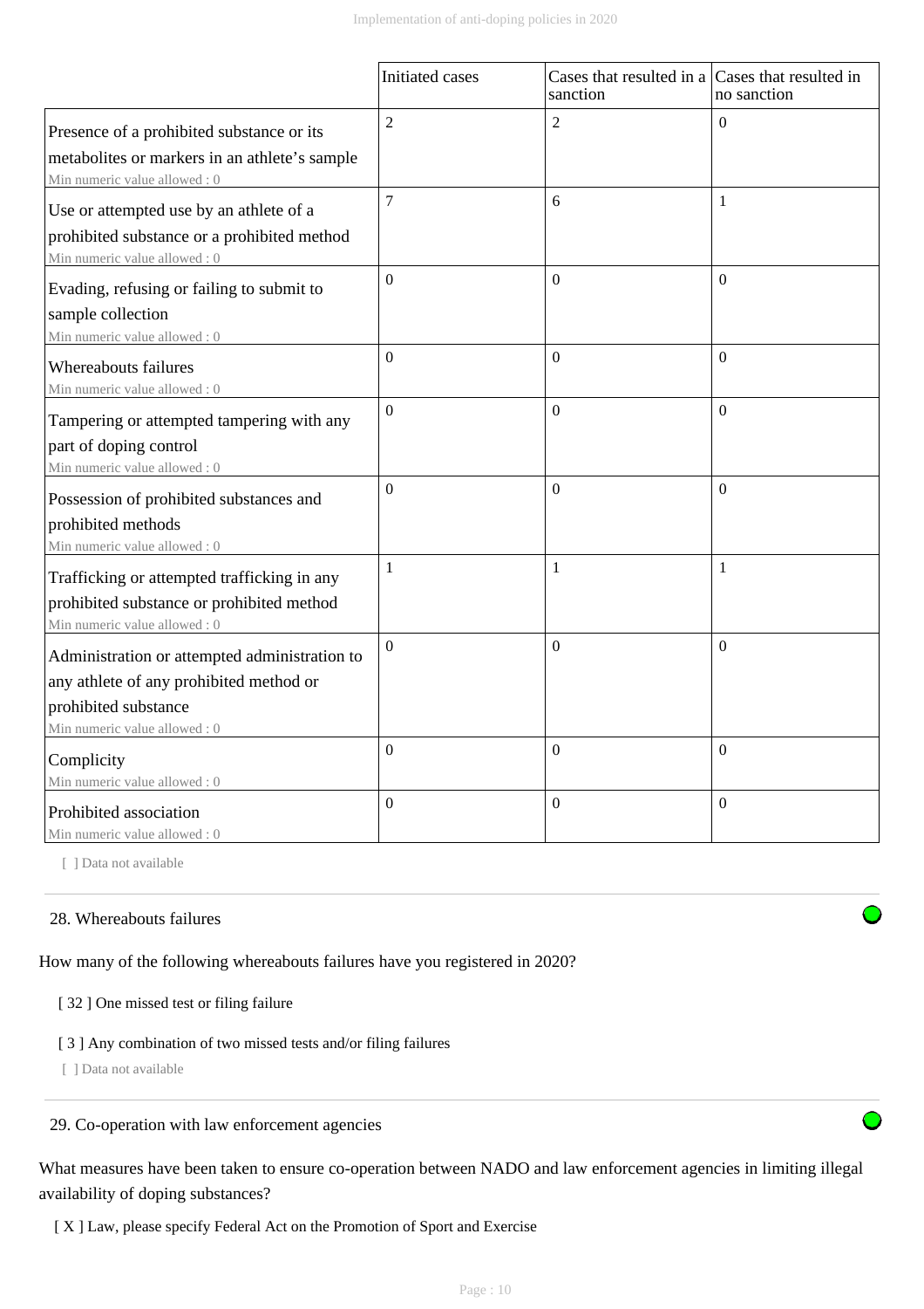| | Initiated cases | Cases that resulted in a sanction | Cases that resulted in no sanction |
|---|---|---|---|
| Presence of a prohibited substance or its metabolites or markers in an athlete's sample<br>Min numeric value allowed : 0 | 2 | 2 | 0 |
| Use or attempted use by an athlete of a prohibited substance or a prohibited method<br>Min numeric value allowed : 0 | 7 | 6 | 1 |
| Evading, refusing or failing to submit to sample collection<br>Min numeric value allowed : 0 | 0 | 0 | 0 |
| Whereabouts failures<br>Min numeric value allowed : 0 | 0 | 0 | 0 |
| Tampering or attempted tampering with any part of doping control<br>Min numeric value allowed : 0 | 0 | 0 | 0 |
| Possession of prohibited substances and prohibited methods<br>Min numeric value allowed : 0 | 0 | 0 | 0 |
| Trafficking or attempted trafficking in any prohibited substance or prohibited method<br>Min numeric value allowed : 0 | 1 | 1 | 1 |
| Administration or attempted administration to any athlete of any prohibited method or prohibited substance<br>Min numeric value allowed : 0 | 0 | 0 | 0 |
| Complicity<br>Min numeric value allowed : 0 | 0 | 0 | 0 |
| Prohibited association<br>Min numeric value allowed : 0 | 0 | 0 | 0 |

[ ] Data not available

## 28. Whereabouts failures

How many of the following whereabouts failures have you registered in 2020?

[ 32 ] One missed test or filing failure

[ 3 ] Any combination of two missed tests and/or filing failures

[ ] Data not available

## 29. Co-operation with law enforcement agencies

What measures have been taken to ensure co-operation between NADO and law enforcement agencies in limiting illegal availability of doping substances?

[ X ] Law, please specify Federal Act on the Promotion of Sport and Exercise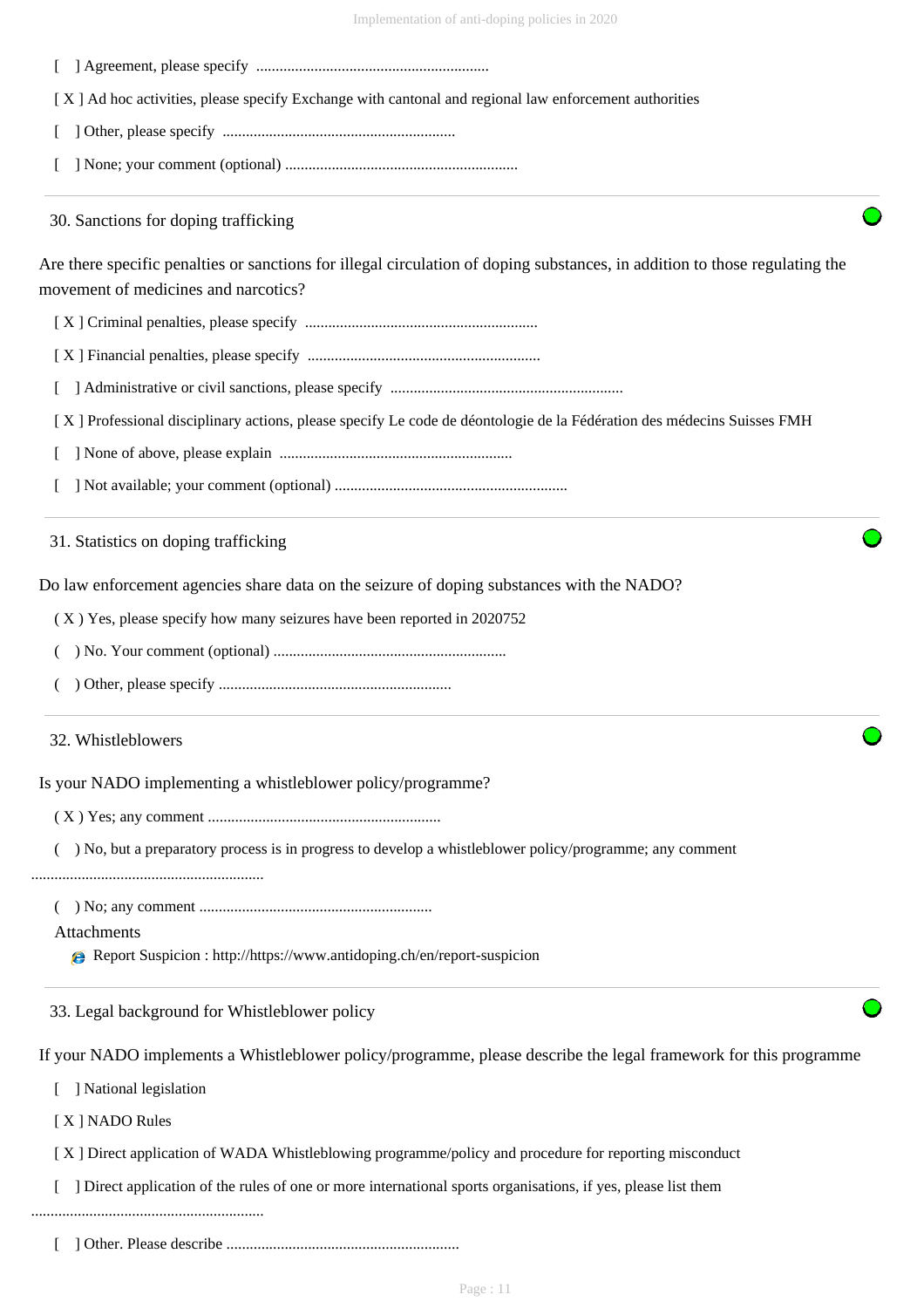[ ] Agreement, please specify ............................................................

[ X ] Ad hoc activities, please specify Exchange with cantonal and regional law enforcement authorities

[ ] Other, please specify ............................................................

[ ] None; your comment (optional) ............................................................

## 30. Sanctions for doping trafficking

Are there specific penalties or sanctions for illegal circulation of doping substances, in addition to those regulating the movement of medicines and narcotics?

[ X ] Criminal penalties, please specify ............................................................

[ X ] Financial penalties, please specify ............................................................

[ ] Administrative or civil sanctions, please specify ............................................................

[ X ] Professional disciplinary actions, please specify Le code de déontologie de la Fédération des médecins Suisses FMH

[ ] None of above, please explain ............................................................

[ ] Not available; your comment (optional) ............................................................

## 31. Statistics on doping trafficking

Do law enforcement agencies share data on the seizure of doping substances with the NADO?

( X ) Yes, please specify how many seizures have been reported in 2020752

( ) No. Your comment (optional) ............................................................

( ) Other, please specify ............................................................

## 32. Whistleblowers

Is your NADO implementing a whistleblower policy/programme?

( X ) Yes; any comment ............................................................

( ) No, but a preparatory process is in progress to develop a whistleblower policy/programme; any comment ............................................................

( ) No; any comment ............................................................

Attachments

Report Suspicion : http://https://www.antidoping.ch/en/report-suspicion

## 33. Legal background for Whistleblower policy

If your NADO implements a Whistleblower policy/programme, please describe the legal framework for this programme

[ ] National legislation

[ X ] NADO Rules

[ X ] Direct application of WADA Whistleblowing programme/policy and procedure for reporting misconduct

[ ] Direct application of the rules of one or more international sports organisations, if yes, please list them ............................................................

[ ] Other. Please describe ............................................................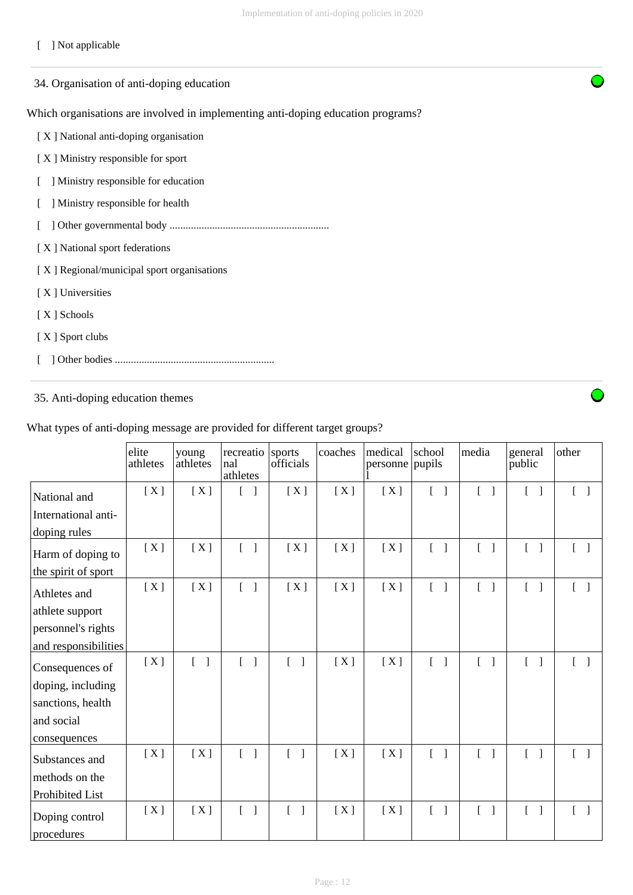[ ] Not applicable

## 34. Organisation of anti-doping education

Which organisations are involved in implementing anti-doping education programs?

[ X ] National anti-doping organisation

[ X ] Ministry responsible for sport

[ ] Ministry responsible for education

[ ] Ministry responsible for health

[ ] Other governmental body ............................................................

[ X ] National sport federations

[ X ] Regional/municipal sport organisations

[ X ] Universities

[ X ] Schools

[ X ] Sport clubs

[ ] Other bodies ............................................................

## 35. Anti-doping education themes

What types of anti-doping message are provided for different target groups?

| | elite athletes | young athletes | recreational athletes | sports officials | coaches | medical personnel | school pupils | media | general public | other |
|---|---|---|---|---|---|---|---|---|---|---|
| National and International anti-doping rules | [ X ] | [ X ] | [ ] | [ X ] | [ X ] | [ X ] | [ ] | [ ] | [ ] | [ ] |
| Harm of doping to the spirit of sport | [ X ] | [ X ] | [ ] | [ X ] | [ X ] | [ X ] | [ ] | [ ] | [ ] | [ ] |
| Athletes and athlete support personnel's rights and responsibilities | [ X ] | [ X ] | [ ] | [ X ] | [ X ] | [ X ] | [ ] | [ ] | [ ] | [ ] |
| Consequences of doping, including sanctions, health and social consequences | [ X ] | [ ] | [ ] | [ ] | [ X ] | [ X ] | [ ] | [ ] | [ ] | [ ] |
| Substances and methods on the Prohibited List | [ X ] | [ X ] | [ ] | [ ] | [ X ] | [ X ] | [ ] | [ ] | [ ] | [ ] |
| Doping control procedures | [ X ] | [ X ] | [ ] | [ ] | [ X ] | [ X ] | [ ] | [ ] | [ ] | [ ] |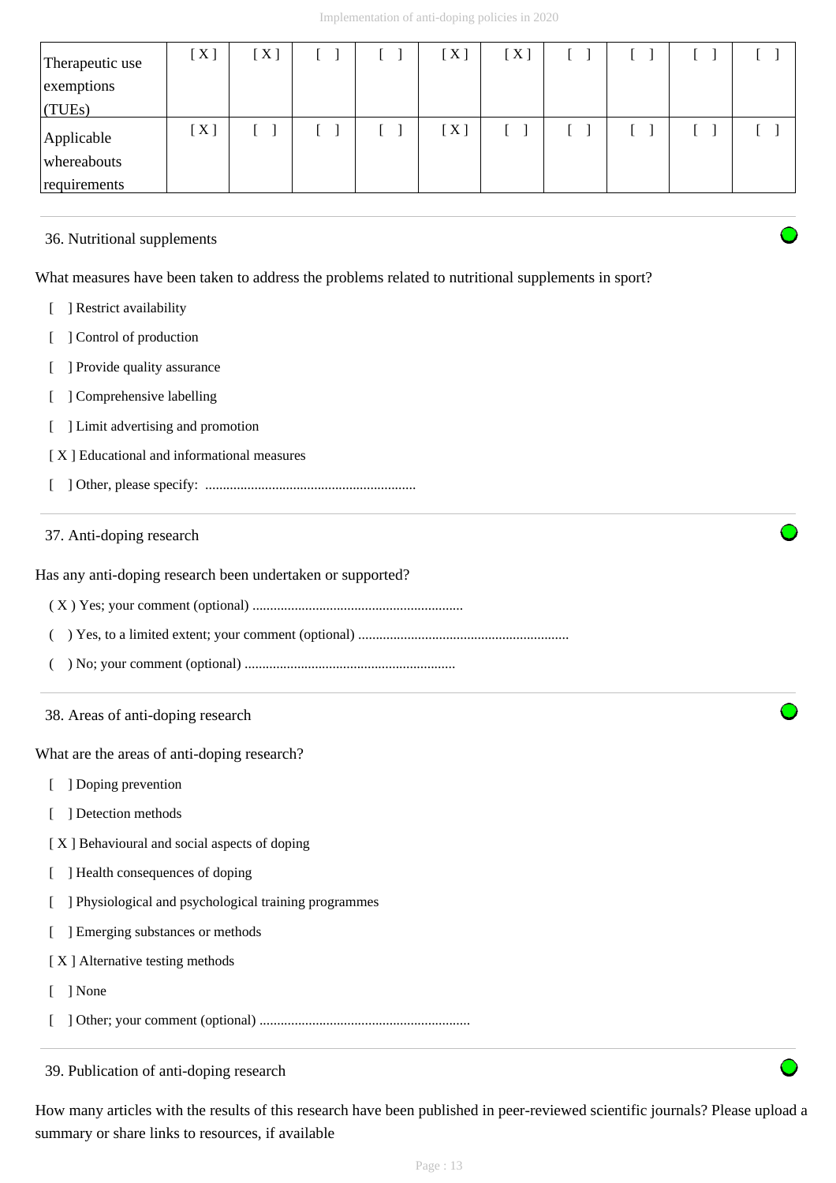| Therapeutic use exemptions (TUEs) | [ X ] | [ X ] | [ ] | [ ] | [ X ] | [ X ] | [ ] | [ ] | [ ] | [ ] |
|---|---|---|---|---|---|---|---|---|---|---|
| Applicable whereabouts requirements | [ X ] | [ ] | [ ] | [ ] | [ X ] | [ ] | [ ] | [ ] | [ ] | [ ] |

36. Nutritional supplements

What measures have been taken to address the problems related to nutritional supplements in sport?

[ ] Restrict availability

[ ] Control of production

[ ] Provide quality assurance

[ ] Comprehensive labelling

[ ] Limit advertising and promotion

[ X ] Educational and informational measures

[ ] Other, please specify: ............................................................

37. Anti-doping research

Has any anti-doping research been undertaken or supported?

( X ) Yes; your comment (optional) ............................................................

( ) Yes, to a limited extent; your comment (optional) ............................................................

( ) No; your comment (optional) ............................................................

38. Areas of anti-doping research

What are the areas of anti-doping research?

[ ] Doping prevention

[ ] Detection methods

[ X ] Behavioural and social aspects of doping

[ ] Health consequences of doping

[ ] Physiological and psychological training programmes

[ ] Emerging substances or methods

[ X ] Alternative testing methods

[ ] None

[ ] Other; your comment (optional) ............................................................

39. Publication of anti-doping research

How many articles with the results of this research have been published in peer-reviewed scientific journals? Please upload a summary or share links to resources, if available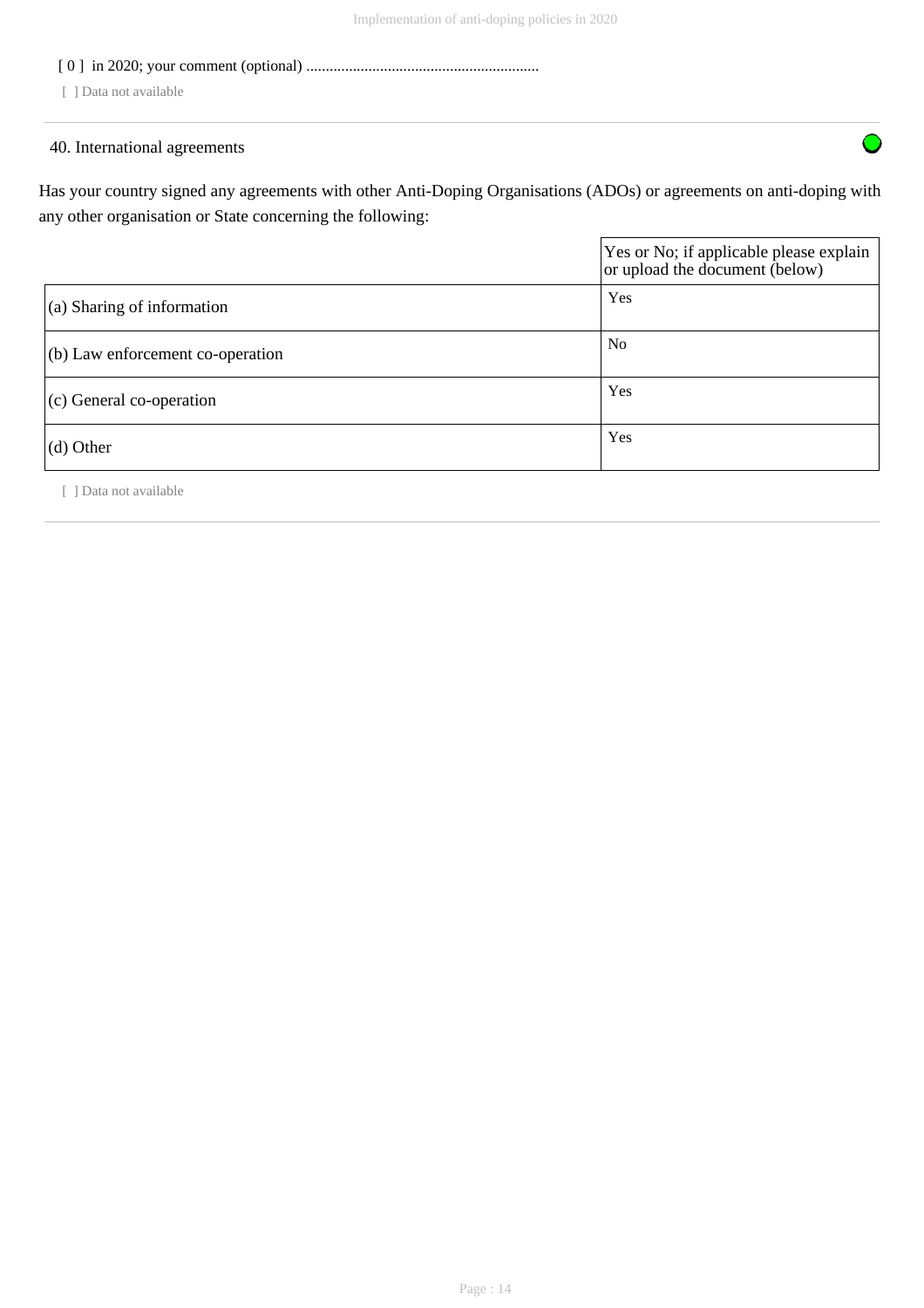[ 0 ] in 2020; your comment (optional) ............................................................

[ ] Data not available

### 40. International agreements

Has your country signed any agreements with other Anti-Doping Organisations (ADOs) or agreements on anti-doping with any other organisation or State concerning the following:

| | Yes or No; if applicable please explain or upload the document (below) |
|---|---|
| (a) Sharing of information | Yes |
| (b) Law enforcement co-operation | No |
| (c) General co-operation | Yes |
| (d) Other | Yes |

[ ] Data not available